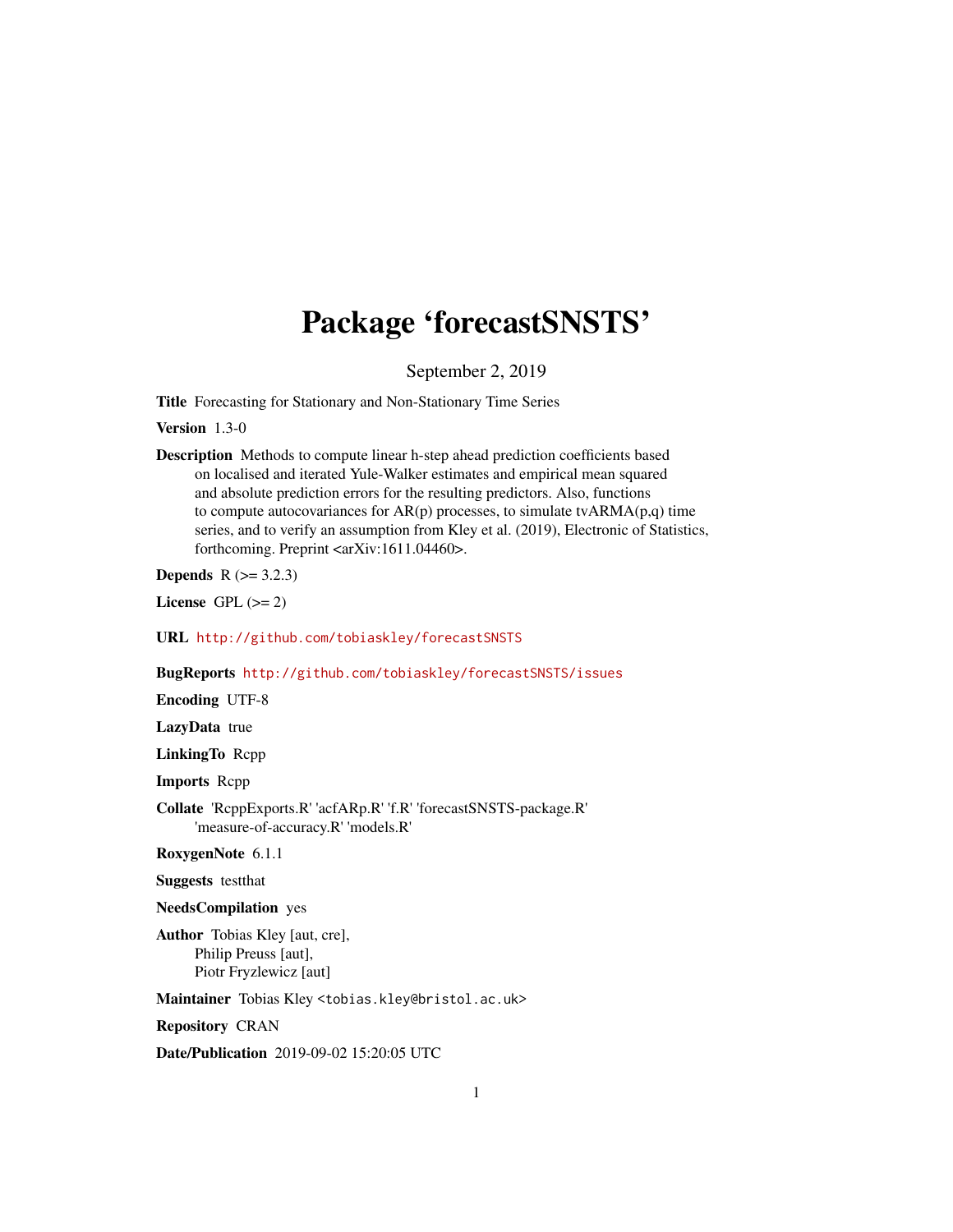# Package 'forecastSNSTS'

September 2, 2019

**Title** Forecasting for Stationary and Non-Stationary Time Series

**Version** 1.3-0

**Description** Methods to compute linear h-step ahead prediction coefficients based on localised and iterated Yule-Walker estimates and empirical mean squared and absolute prediction errors for the resulting predictors. Also, functions to compute autocovariances for AR(p) processes, to simulate tvARMA(p,q) time series, and to verify an assumption from Kley et al. (2019), Electronic of Statistics, forthcoming. Preprint <arXiv:1611.04460>.

**Depends** R (>= 3.2.3)

**License** GPL (>= 2)

**URL** http://github.com/tobiaskley/forecastSNSTS

**BugReports** http://github.com/tobiaskley/forecastSNSTS/issues

**Encoding** UTF-8

**LazyData** true

**LinkingTo** Rcpp

**Imports** Rcpp

**Collate** 'RcppExports.R' 'acfARp.R' 'f.R' 'forecastSNSTS-package.R' 'measure-of-accuracy.R' 'models.R'

**RoxygenNote** 6.1.1

**Suggests** testthat

**NeedsCompilation** yes

**Author** Tobias Kley [aut, cre], Philip Preuss [aut], Piotr Fryzlewicz [aut]

**Maintainer** Tobias Kley <tobias.kley@bristol.ac.uk>

**Repository** CRAN

**Date/Publication** 2019-09-02 15:20:05 UTC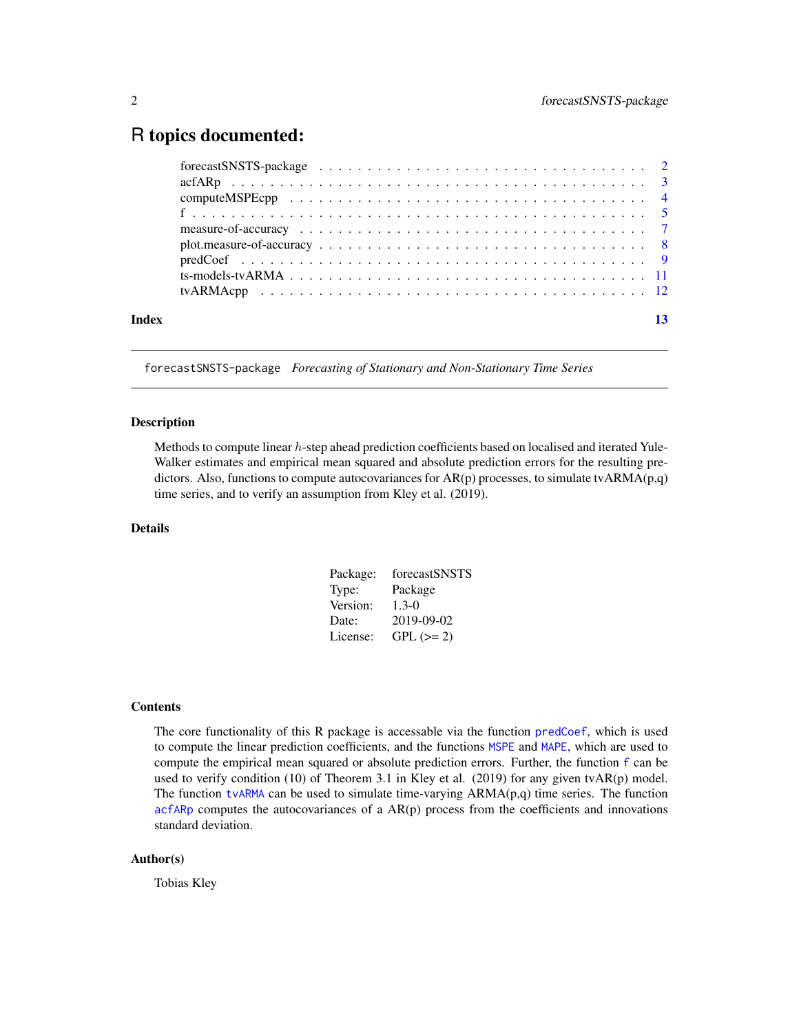# R topics documented:

| | |
|---|---|
| forecastSNSTS-package | 2 |
| acfARp | 3 |
| computeMSPEcpp | 4 |
| f | 5 |
| measure-of-accuracy | 7 |
| plot.measure-of-accuracy | 8 |
| predCoef | 9 |
| ts-models-tvARMA | 11 |
| tvARMAcpp | 12 |
| **Index** | **13** |

---

`forecastSNSTS-package` *Forecasting of Stationary and Non-Stationary Time Series*

---

### Description

Methods to compute linear $h$-step ahead prediction coefficients based on localised and iterated Yule-Walker estimates and empirical mean squared and absolute prediction errors for the resulting predictors. Also, functions to compute autocovariances for AR(p) processes, to simulate tvARMA(p,q) time series, and to verify an assumption from Kley et al. (2019).

### Details

| | |
|---|---|
| Package: | forecastSNSTS |
| Type: | Package |
| Version: | 1.3-0 |
| Date: | 2019-09-02 |
| License: | GPL (>= 2) |

### Contents

The core functionality of this R package is accessable via the function `predCoef`, which is used to compute the linear prediction coefficients, and the functions `MSPE` and `MAPE`, which are used to compute the empirical mean squared or absolute prediction errors. Further, the function `f` can be used to verify condition (10) of Theorem 3.1 in Kley et al. (2019) for any given tvAR(p) model. The function `tvARMA` can be used to simulate time-varying ARMA(p,q) time series. The function `acfARp` computes the autocovariances of a AR(p) process from the coefficients and innovations standard deviation.

### Author(s)

Tobias Kley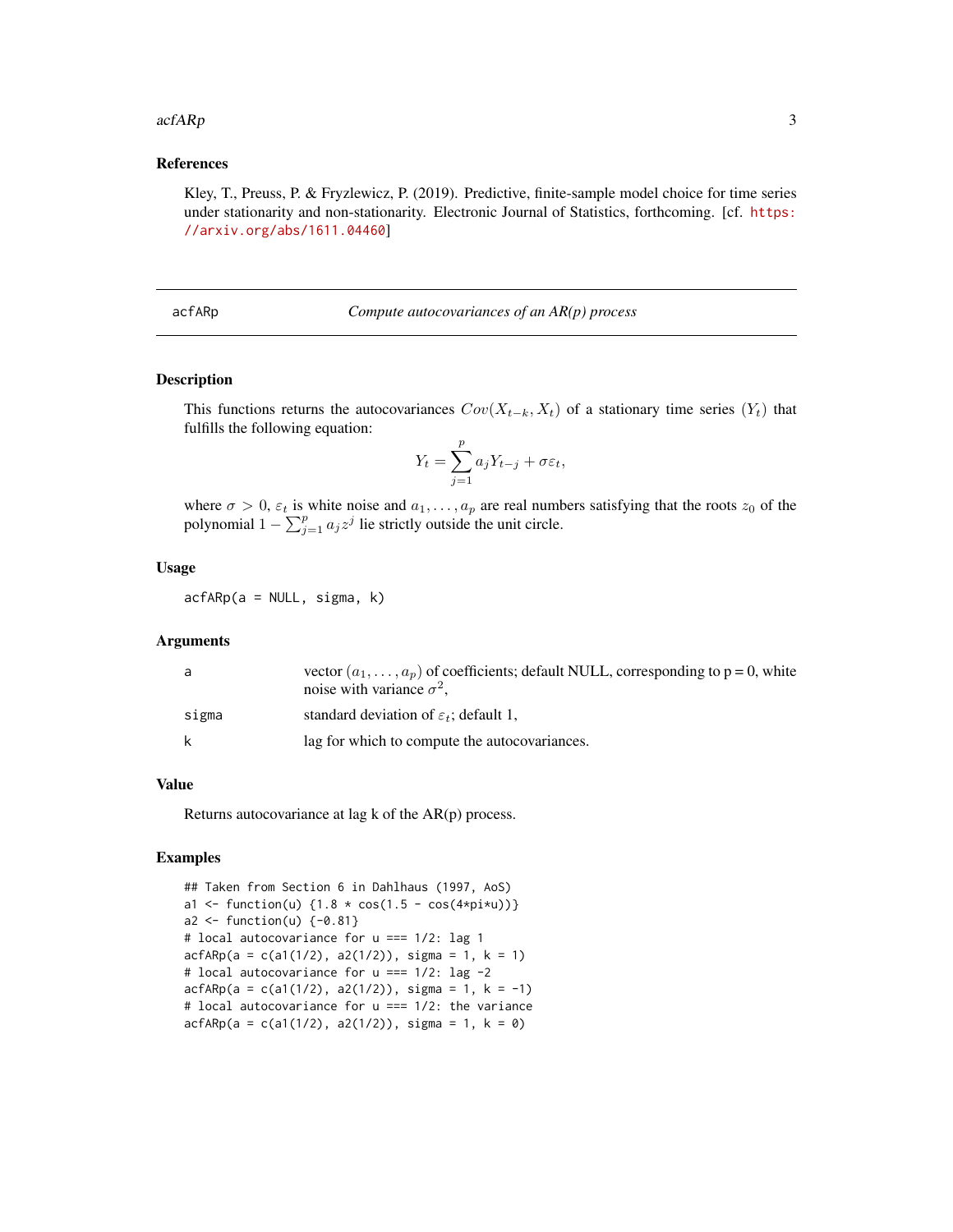## References

Kley, T., Preuss, P. & Fryzlewicz, P. (2019). Predictive, finite-sample model choice for time series under stationarity and non-stationarity. Electronic Journal of Statistics, forthcoming. [cf. https://arxiv.org/abs/1611.04460]

---

# acfARp — *Compute autocovariances of an AR(p) process*

---

## Description

This functions returns the autocovariances $Cov(X_{t-k}, X_t)$ of a stationary time series $(Y_t)$ that fulfills the following equation:

$$Y_t = \sum_{j=1}^{p} a_j Y_{t-j} + \sigma \varepsilon_t,$$

where $\sigma > 0$, $\varepsilon_t$ is white noise and $a_1, \ldots, a_p$ are real numbers satisfying that the roots $z_0$ of the polynomial $1 - \sum_{j=1}^{p} a_j z^j$ lie strictly outside the unit circle.

## Usage

```
acfARp(a = NULL, sigma, k)
```

## Arguments

| | |
|---|---|
| a | vector $(a_1, \ldots, a_p)$ of coefficients; default NULL, corresponding to p = 0, white noise with variance $\sigma^2$, |
| sigma | standard deviation of $\varepsilon_t$; default 1, |
| k | lag for which to compute the autocovariances. |

## Value

Returns autocovariance at lag k of the AR(p) process.

## Examples

```
## Taken from Section 6 in Dahlhaus (1997, AoS)
a1 <- function(u) {1.8 * cos(1.5 - cos(4*pi*u))}
a2 <- function(u) {-0.81}
# local autocovariance for u === 1/2: lag 1
acfARp(a = c(a1(1/2), a2(1/2)), sigma = 1, k = 1)
# local autocovariance for u === 1/2: lag -2
acfARp(a = c(a1(1/2), a2(1/2)), sigma = 1, k = -1)
# local autocovariance for u === 1/2: the variance
acfARp(a = c(a1(1/2), a2(1/2)), sigma = 1, k = 0)
```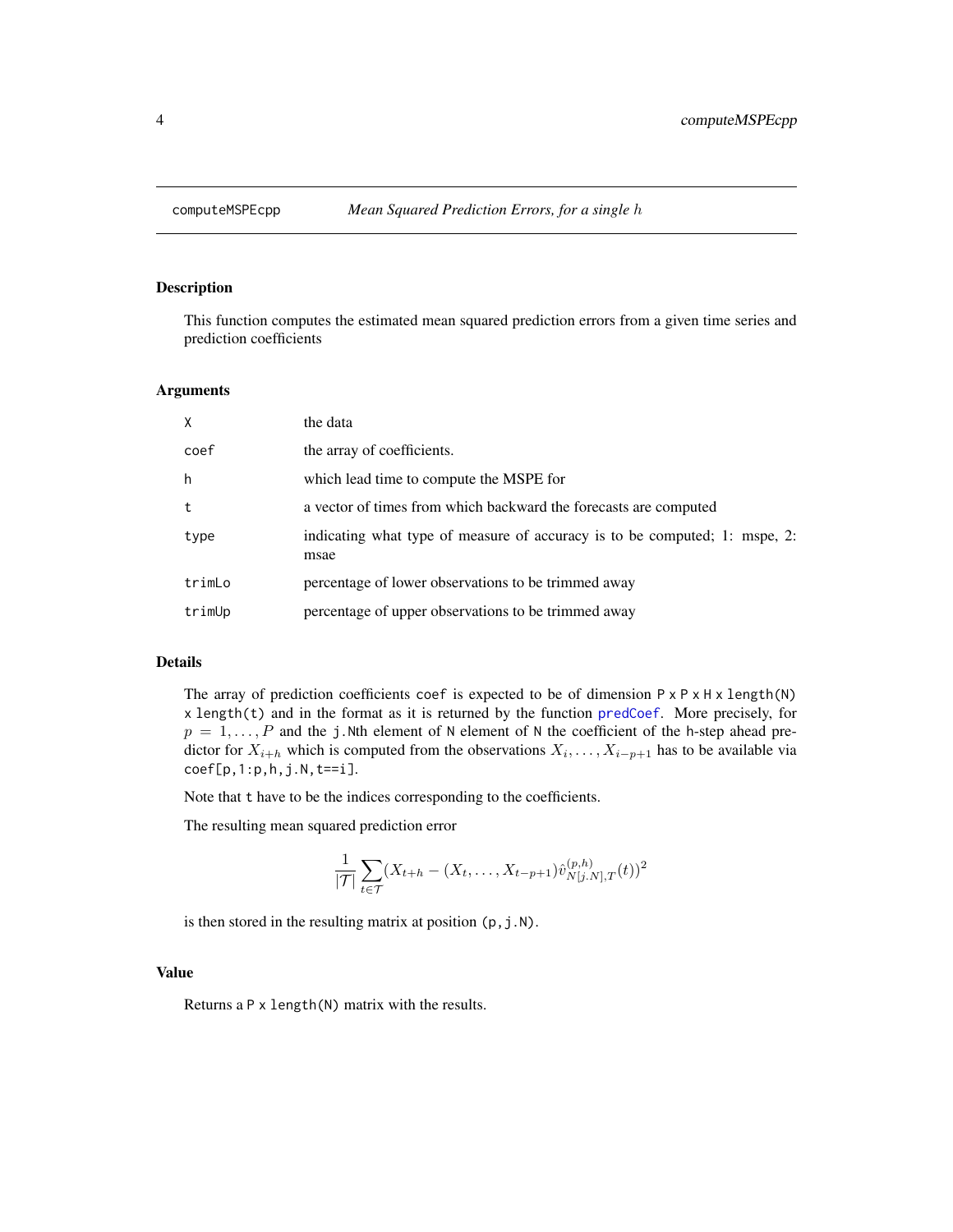computeMSPEcpp *Mean Squared Prediction Errors, for a single $h$*

## Description

This function computes the estimated mean squared prediction errors from a given time series and prediction coefficients

## Arguments

| | |
|---|---|
| `X` | the data |
| `coef` | the array of coefficients. |
| `h` | which lead time to compute the MSPE for |
| `t` | a vector of times from which backward the forecasts are computed |
| `type` | indicating what type of measure of accuracy is to be computed; 1: mspe, 2: msae |
| `trimLo` | percentage of lower observations to be trimmed away |
| `trimUp` | percentage of upper observations to be trimmed away |

## Details

The array of prediction coefficients `coef` is expected to be of dimension `P x P x H x length(N) x length(t)` and in the format as it is returned by the function `predCoef`. More precisely, for $p = 1, \ldots, P$ and the `j.N`th element of `N` element of `N` the coefficient of the `h`-step ahead predictor for $X_{i+h}$ which is computed from the observations $X_i, \ldots, X_{i-p+1}$ has to be available via `coef[p,1:p,h,j.N,t==i]`.

Note that `t` have to be the indices corresponding to the coefficients.

The resulting mean squared prediction error

$$\frac{1}{|\mathcal{T}|} \sum_{t \in \mathcal{T}} (X_{t+h} - (X_t, \ldots, X_{t-p+1}) \hat{v}^{(p,h)}_{N[j.N],T}(t))^2$$

is then stored in the resulting matrix at position `(p,j.N)`.

## Value

Returns a `P x length(N)` matrix with the results.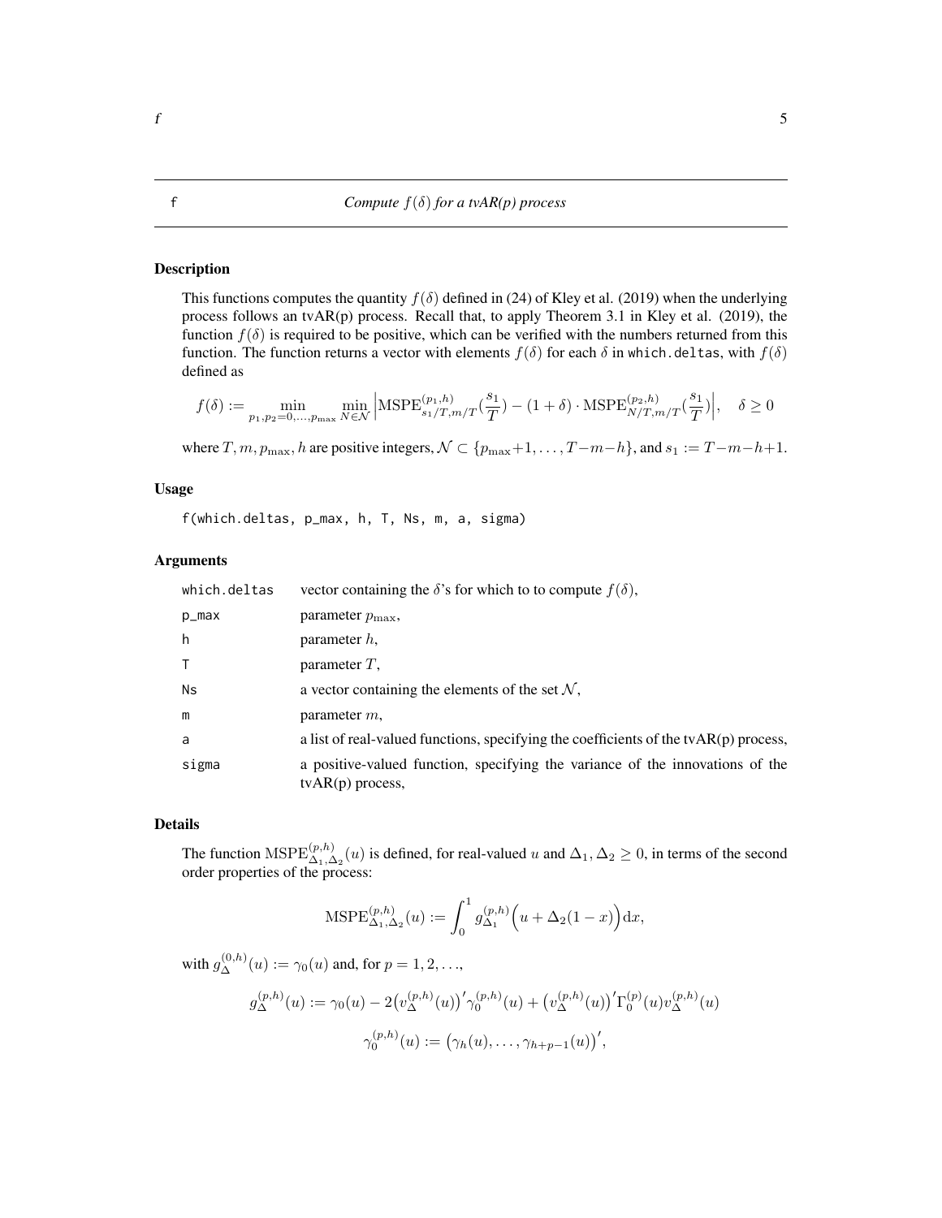# f — Compute $f(\delta)$ for a tvAR(p) process

## Description

This functions computes the quantity $f(\delta)$ defined in (24) of Kley et al. (2019) when the underlying process follows an tvAR(p) process. Recall that, to apply Theorem 3.1 in Kley et al. (2019), the function $f(\delta)$ is required to be positive, which can be verified with the numbers returned from this function. The function returns a vector with elements $f(\delta)$ for each $\delta$ in `which.deltas`, with $f(\delta)$ defined as

$$f(\delta) := \min_{p_1,p_2=0,\ldots,p_{\max}} \min_{N \in \mathcal{N}} \Big| \mathrm{MSPE}^{(p_1,h)}_{s_1/T,m/T}\big(\frac{s_1}{T}\big) - (1+\delta) \cdot \mathrm{MSPE}^{(p_2,h)}_{N/T,m/T}\big(\frac{s_1}{T}\big) \Big|, \quad \delta \geq 0$$

where $T, m, p_{\max}, h$ are positive integers, $\mathcal{N} \subset \{p_{\max}+1, \ldots, T-m-h\}$, and $s_1 := T-m-h+1$.

## Usage

```
f(which.deltas, p_max, h, T, Ns, m, a, sigma)
```

## Arguments

| | |
|---|---|
| `which.deltas` | vector containing the $\delta$'s for which to to compute $f(\delta)$, |
| `p_max` | parameter $p_{\max}$, |
| `h` | parameter $h$, |
| `T` | parameter $T$, |
| `Ns` | a vector containing the elements of the set $\mathcal{N}$, |
| `m` | parameter $m$, |
| `a` | a list of real-valued functions, specifying the coefficients of the tvAR(p) process, |
| `sigma` | a positive-valued function, specifying the variance of the innovations of the tvAR(p) process, |

## Details

The function $\mathrm{MSPE}^{(p,h)}_{\Delta_1,\Delta_2}(u)$ is defined, for real-valued $u$ and $\Delta_1, \Delta_2 \geq 0$, in terms of the second order properties of the process:

$$\mathrm{MSPE}^{(p,h)}_{\Delta_1,\Delta_2}(u) := \int_0^1 g^{(p,h)}_{\Delta_1}\Big(u + \Delta_2(1-x)\Big)\mathrm{d}x,$$

with $g^{(0,h)}_{\Delta}(u) := \gamma_0(u)$ and, for $p = 1, 2, \ldots$,

$$g^{(p,h)}_{\Delta}(u) := \gamma_0(u) - 2\big(v^{(p,h)}_{\Delta}(u)\big)' \gamma^{(p,h)}_0(u) + \big(v^{(p,h)}_{\Delta}(u)\big)' \Gamma^{(p)}_0(u) v^{(p,h)}_{\Delta}(u)$$

$$\gamma^{(p,h)}_0(u) := \big(\gamma_h(u), \ldots, \gamma_{h+p-1}(u)\big)',$$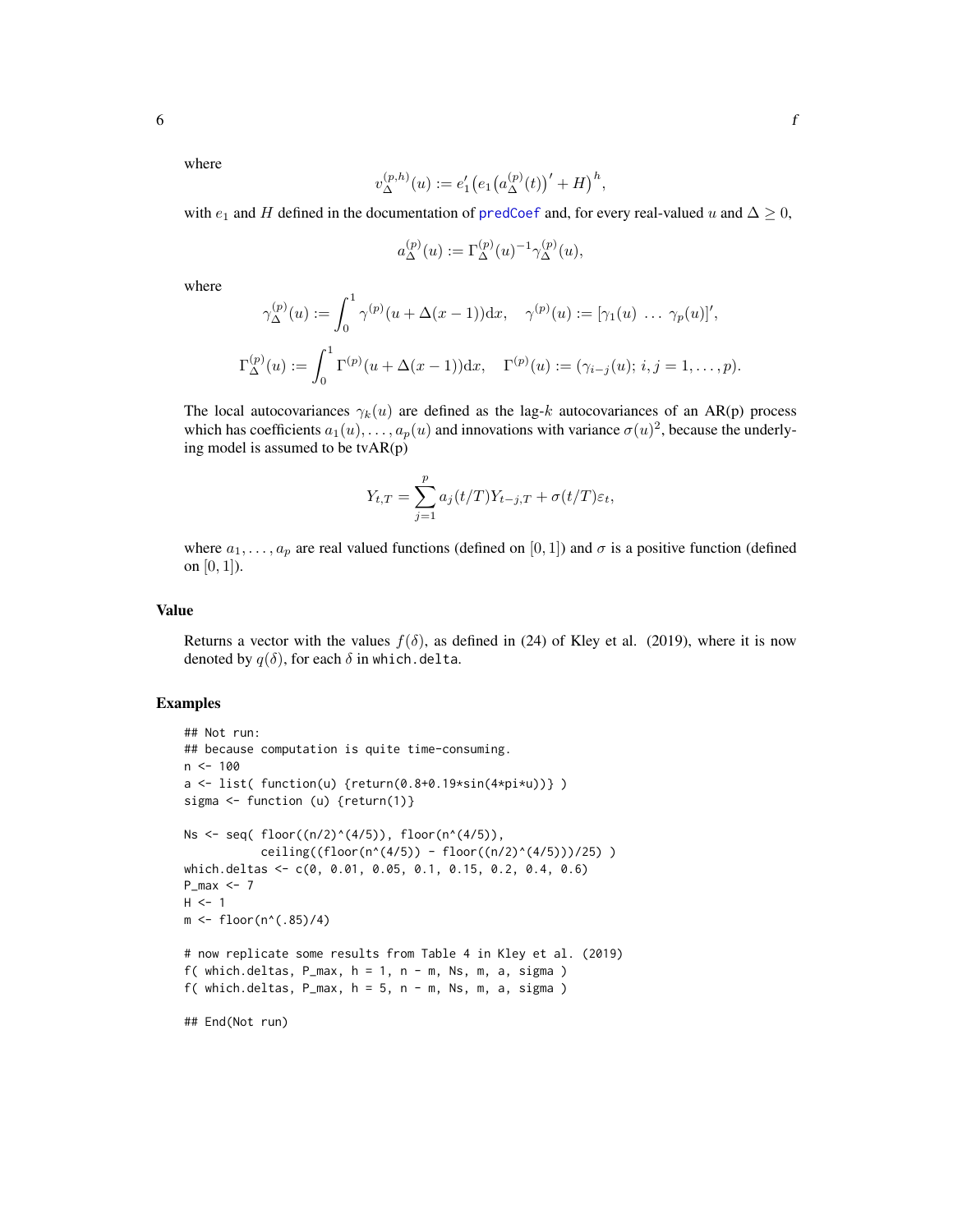where

$$v_\Delta^{(p,h)}(u) := e_1'\big(e_1\big(a_\Delta^{(p)}(t)\big)' + H\big)^h,$$

with $e_1$ and $H$ defined in the documentation of predCoef and, for every real-valued $u$ and $\Delta \geq 0$,

$$a_\Delta^{(p)}(u) := \Gamma_\Delta^{(p)}(u)^{-1}\gamma_\Delta^{(p)}(u),$$

where

$$\gamma_\Delta^{(p)}(u) := \int_0^1 \gamma^{(p)}(u + \Delta(x-1))\mathrm{d}x, \quad \gamma^{(p)}(u) := [\gamma_1(u) \ \ldots \ \gamma_p(u)]',$$

$$\Gamma_\Delta^{(p)}(u) := \int_0^1 \Gamma^{(p)}(u + \Delta(x-1))\mathrm{d}x, \quad \Gamma^{(p)}(u) := (\gamma_{i-j}(u); \, i,j = 1,\ldots,p).$$

The local autocovariances $\gamma_k(u)$ are defined as the lag-$k$ autocovariances of an AR(p) process which has coefficients $a_1(u),\ldots,a_p(u)$ and innovations with variance $\sigma(u)^2$, because the underlying model is assumed to be tvAR(p)

$$Y_{t,T} = \sum_{j=1}^p a_j(t/T)Y_{t-j,T} + \sigma(t/T)\varepsilon_t,$$

where $a_1,\ldots,a_p$ are real valued functions (defined on $[0,1]$) and $\sigma$ is a positive function (defined on $[0,1]$).

## Value

Returns a vector with the values $f(\delta)$, as defined in (24) of Kley et al. (2019), where it is now denoted by $q(\delta)$, for each $\delta$ in which.delta.

## Examples

```
## Not run:
## because computation is quite time-consuming.
n <- 100
a <- list( function(u) {return(0.8+0.19*sin(4*pi*u))} )
sigma <- function (u) {return(1)}

Ns <- seq( floor((n/2)^(4/5)), floor(n^(4/5)),
           ceiling((floor(n^(4/5)) - floor((n/2)^(4/5)))/25) )
which.deltas <- c(0, 0.01, 0.05, 0.1, 0.15, 0.2, 0.4, 0.6)
P_max <- 7
H <- 1
m <- floor(n^(.85)/4)

# now replicate some results from Table 4 in Kley et al. (2019)
f( which.deltas, P_max, h = 1, n - m, Ns, m, a, sigma )
f( which.deltas, P_max, h = 5, n - m, Ns, m, a, sigma )

## End(Not run)
```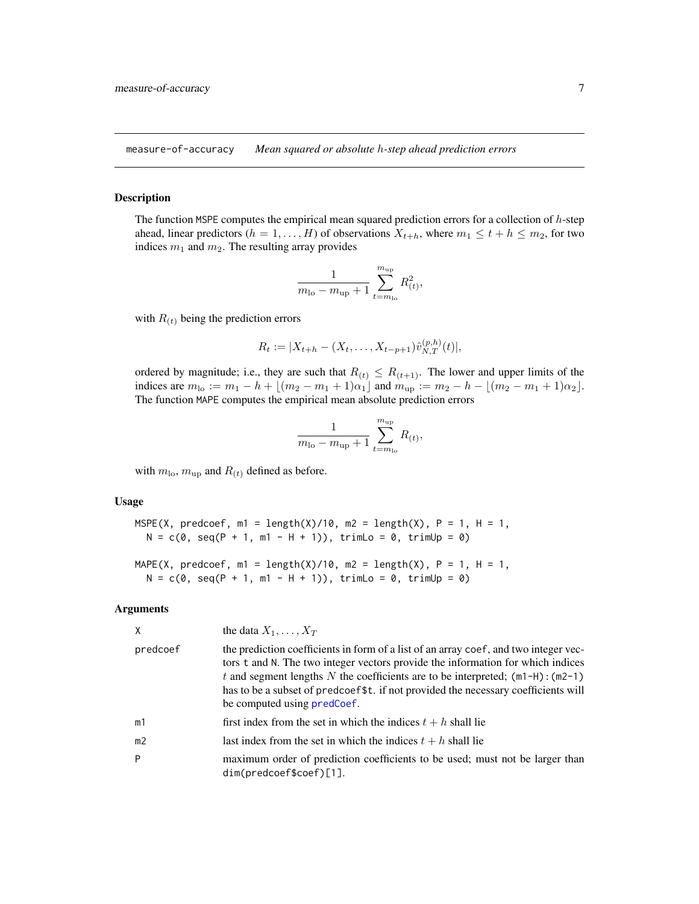measure-of-accuracy    *Mean squared or absolute $h$-step ahead prediction errors*

### Description

The function MSPE computes the empirical mean squared prediction errors for a collection of $h$-step ahead, linear predictors ($h = 1, \ldots, H$) of observations $X_{t+h}$, where $m_1 \leq t + h \leq m_2$, for two indices $m_1$ and $m_2$. The resulting array provides

$$\frac{1}{m_{\text{lo}} - m_{\text{up}} + 1} \sum_{t=m_{\text{lo}}}^{m_{\text{up}}} R_{(t)}^2,$$

with $R_{(t)}$ being the prediction errors

$$R_t := |X_{t+h} - (X_t, \ldots, X_{t-p+1})\hat{v}_{N,T}^{(p,h)}(t)|,$$

ordered by magnitude; i.e., they are such that $R_{(t)} \leq R_{(t+1)}$. The lower and upper limits of the indices are $m_{\text{lo}} := m_1 - h + \lfloor (m_2 - m_1 + 1)\alpha_1 \rfloor$ and $m_{\text{up}} := m_2 - h - \lfloor (m_2 - m_1 + 1)\alpha_2 \rfloor$. The function MAPE computes the empirical mean absolute prediction errors

$$\frac{1}{m_{\text{lo}} - m_{\text{up}} + 1} \sum_{t=m_{\text{lo}}}^{m_{\text{up}}} R_{(t)},$$

with $m_{\text{lo}}$, $m_{\text{up}}$ and $R_{(t)}$ defined as before.

### Usage

```
MSPE(X, predcoef, m1 = length(X)/10, m2 = length(X), P = 1, H = 1,
  N = c(0, seq(P + 1, m1 - H + 1)), trimLo = 0, trimUp = 0)

MAPE(X, predcoef, m1 = length(X)/10, m2 = length(X), P = 1, H = 1,
  N = c(0, seq(P + 1, m1 - H + 1)), trimLo = 0, trimUp = 0)
```

### Arguments

| | |
|---|---|
| X | the data $X_1, \ldots, X_T$ |
| predcoef | the prediction coefficients in form of a list of an array coef, and two integer vectors t and N. The two integer vectors provide the information for which indices $t$ and segment lengths $N$ the coefficients are to be interpreted; (m1-H):(m2-1) has to be a subset of predcoef$t. if not provided the necessary coefficients will be computed using predCoef. |
| m1 | first index from the set in which the indices $t + h$ shall lie |
| m2 | last index from the set in which the indices $t + h$ shall lie |
| P | maximum order of prediction coefficients to be used; must not be larger than dim(predcoef$coef)[1]. |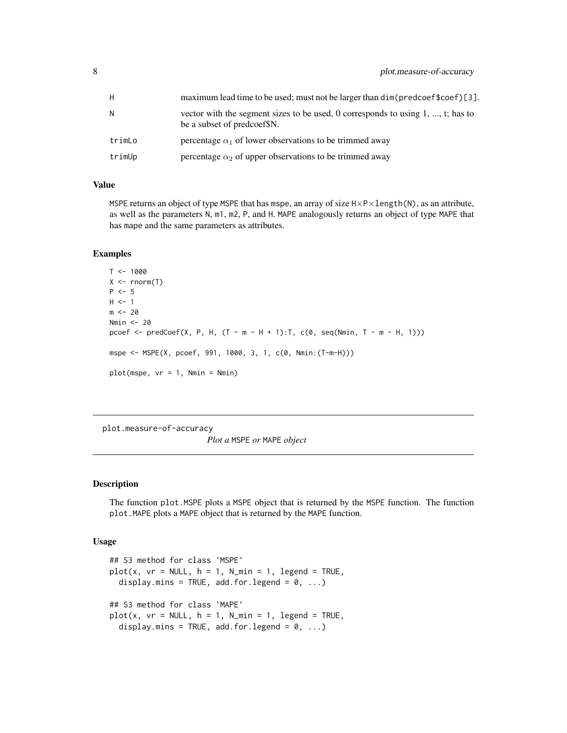| | |
|---|---|
| H | maximum lead time to be used; must not be larger than dim(predcoef$coef)[3]. |
| N | vector with the segment sizes to be used, 0 corresponds to using 1, ..., t; has to be a subset of predcoef$N. |
| trimLo | percentage $\alpha_1$ of lower observations to be trimmed away |
| trimUp | percentage $\alpha_2$ of upper observations to be trimmed away |

### Value

MSPE returns an object of type MSPE that has mspe, an array of size $\text{H} \times \text{P} \times \text{length(N)}$, as an attribute, as well as the parameters N, m1, m2, P, and H. MAPE analogously returns an object of type MAPE that has mape and the same parameters as attributes.

### Examples

```
T <- 1000
X <- rnorm(T)
P <- 5
H <- 1
m <- 20
Nmin <- 20
pcoef <- predCoef(X, P, H, (T - m - H + 1):T, c(0, seq(Nmin, T - m - H, 1)))

mspe <- MSPE(X, pcoef, 991, 1000, 3, 1, c(0, Nmin:(T-m-H)))

plot(mspe, vr = 1, Nmin = Nmin)
```

---

## plot.measure-of-accuracy

*Plot a* MSPE *or* MAPE *object*

### Description

The function plot.MSPE plots a MSPE object that is returned by the MSPE function. The function plot.MAPE plots a MAPE object that is returned by the MAPE function.

### Usage

```
## S3 method for class 'MSPE'
plot(x, vr = NULL, h = 1, N_min = 1, legend = TRUE,
  display.mins = TRUE, add.for.legend = 0, ...)

## S3 method for class 'MAPE'
plot(x, vr = NULL, h = 1, N_min = 1, legend = TRUE,
  display.mins = TRUE, add.for.legend = 0, ...)
```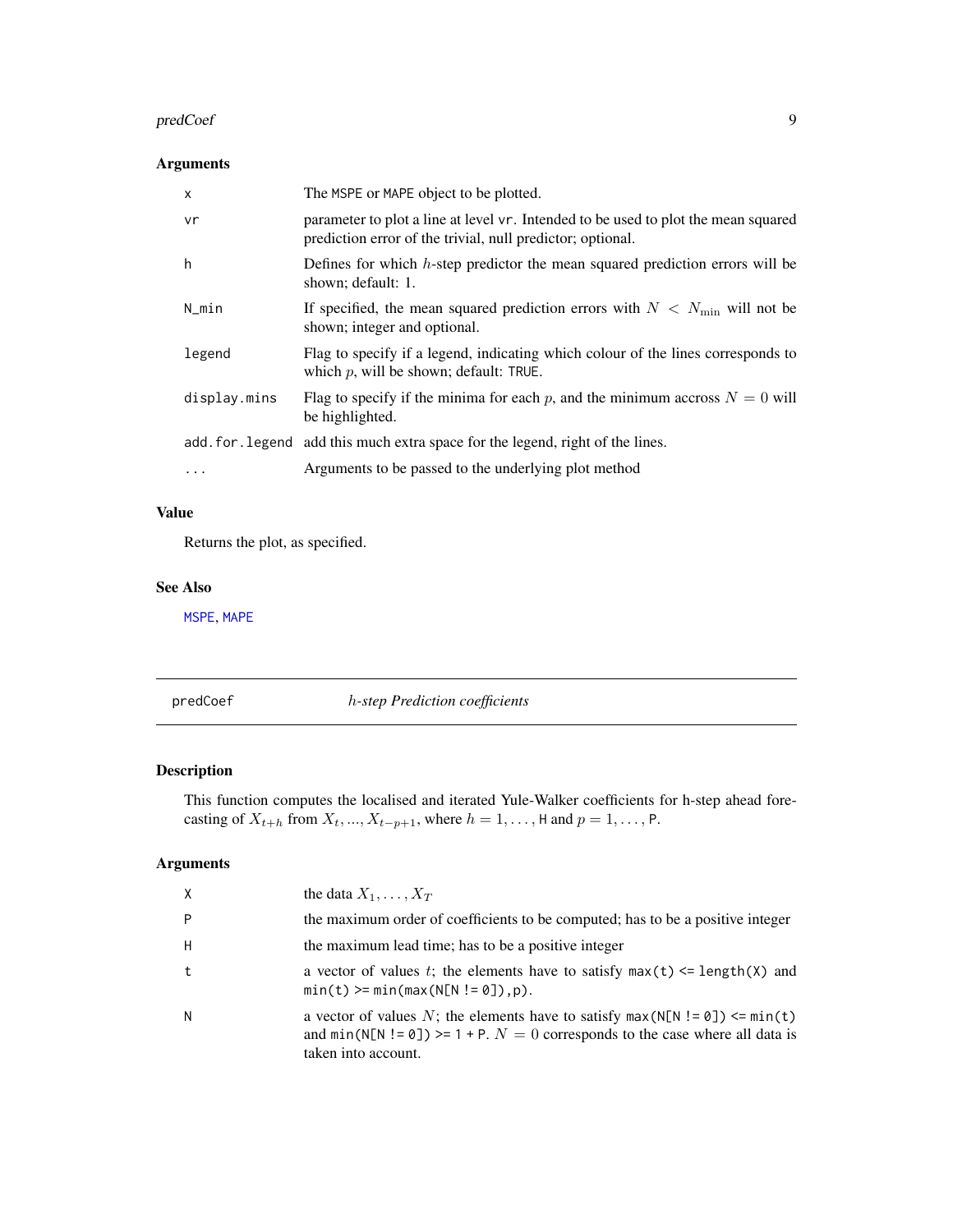### Arguments

| | |
|---|---|
| `x` | The `MSPE` or `MAPE` object to be plotted. |
| `vr` | parameter to plot a line at level `vr`. Intended to be used to plot the mean squared prediction error of the trivial, null predictor; optional. |
| `h` | Defines for which $h$-step predictor the mean squared prediction errors will be shown; default: 1. |
| `N_min` | If specified, the mean squared prediction errors with $N < N_{\min}$ will not be shown; integer and optional. |
| `legend` | Flag to specify if a legend, indicating which colour of the lines corresponds to which $p$, will be shown; default: `TRUE`. |
| `display.mins` | Flag to specify if the minima for each $p$, and the minimum accross $N = 0$ will be highlighted. |
| `add.for.legend` | add this much extra space for the legend, right of the lines. |
| `...` | Arguments to be passed to the underlying plot method |

### Value

Returns the plot, as specified.

### See Also

`MSPE`, `MAPE`

---

## predCoef — *$h$-step Prediction coefficients*

---

### Description

This function computes the localised and iterated Yule-Walker coefficients for h-step ahead forecasting of $X_{t+h}$ from $X_t, ..., X_{t-p+1}$, where $h = 1, \dots,$ `H` and $p = 1, \dots,$ `P`.

### Arguments

| | |
|---|---|
| `X` | the data $X_1, \dots, X_T$ |
| `P` | the maximum order of coefficients to be computed; has to be a positive integer |
| `H` | the maximum lead time; has to be a positive integer |
| `t` | a vector of values $t$; the elements have to satisfy `max(t) <= length(X)` and `min(t) >= min(max(N[N != 0]),p)`. |
| `N` | a vector of values $N$; the elements have to satisfy `max(N[N != 0]) <= min(t)` and `min(N[N != 0]) >= 1 + P`. $N = 0$ corresponds to the case where all data is taken into account. |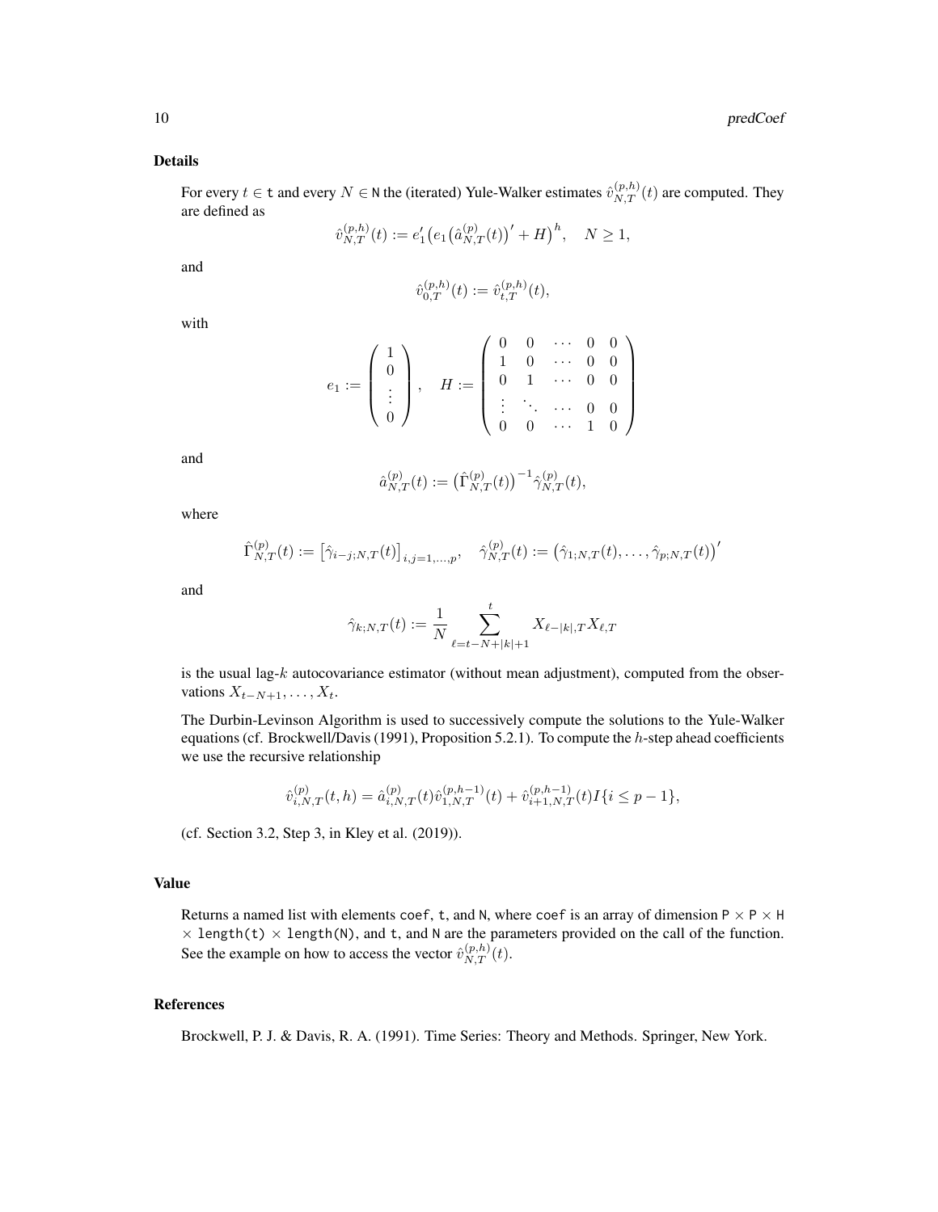### Details

For every $t \in$ `t` and every $N \in$ `N` the (iterated) Yule-Walker estimates $\hat{v}_{N,T}^{(p,h)}(t)$ are computed. They are defined as

$$\hat{v}_{N,T}^{(p,h)}(t) := e_1' \big( e_1 \big( \hat{a}_{N,T}^{(p)}(t) \big)' + H \big)^h, \quad N \geq 1,$$

and

$$\hat{v}_{0,T}^{(p,h)}(t) := \hat{v}_{t,T}^{(p,h)}(t),$$

with

$$e_1 := \begin{pmatrix} 1 \\ 0 \\ \vdots \\ 0 \end{pmatrix}, \quad H := \begin{pmatrix} 0 & 0 & \cdots & 0 & 0 \\ 1 & 0 & \cdots & 0 & 0 \\ 0 & 1 & \cdots & 0 & 0 \\ \vdots & \ddots & \cdots & 0 & 0 \\ 0 & 0 & \cdots & 1 & 0 \end{pmatrix}$$

and

$$\hat{a}_{N,T}^{(p)}(t) := \big( \hat{\Gamma}_{N,T}^{(p)}(t) \big)^{-1} \hat{\gamma}_{N,T}^{(p)}(t),$$

where

$$\hat{\Gamma}_{N,T}^{(p)}(t) := \big[ \hat{\gamma}_{i-j;N,T}(t) \big]_{i,j=1,\ldots,p}, \quad \hat{\gamma}_{N,T}^{(p)}(t) := \big( \hat{\gamma}_{1;N,T}(t), \ldots, \hat{\gamma}_{p;N,T}(t) \big)'$$

and

$$\hat{\gamma}_{k;N,T}(t) := \frac{1}{N} \sum_{\ell=t-N+|k|+1}^{t} X_{\ell-|k|,T} X_{\ell,T}$$

is the usual lag-$k$ autocovariance estimator (without mean adjustment), computed from the observations $X_{t-N+1}, \ldots, X_t$.

The Durbin-Levinson Algorithm is used to successively compute the solutions to the Yule-Walker equations (cf. Brockwell/Davis (1991), Proposition 5.2.1). To compute the $h$-step ahead coefficients we use the recursive relationship

$$\hat{v}_{i,N,T}^{(p)}(t,h) = \hat{a}_{i,N,T}^{(p)}(t) \hat{v}_{1,N,T}^{(p,h-1)}(t) + \hat{v}_{i+1,N,T}^{(p,h-1)}(t) I\{i \leq p-1\},$$

(cf. Section 3.2, Step 3, in Kley et al. (2019)).

### Value

Returns a named list with elements `coef`, `t`, and `N`, where `coef` is an array of dimension `P` $\times$ `P` $\times$ `H` $\times$ `length(t)` $\times$ `length(N)`, and `t`, and `N` are the parameters provided on the call of the function. See the example on how to access the vector $\hat{v}_{N,T}^{(p,h)}(t)$.

### References

Brockwell, P. J. & Davis, R. A. (1991). Time Series: Theory and Methods. Springer, New York.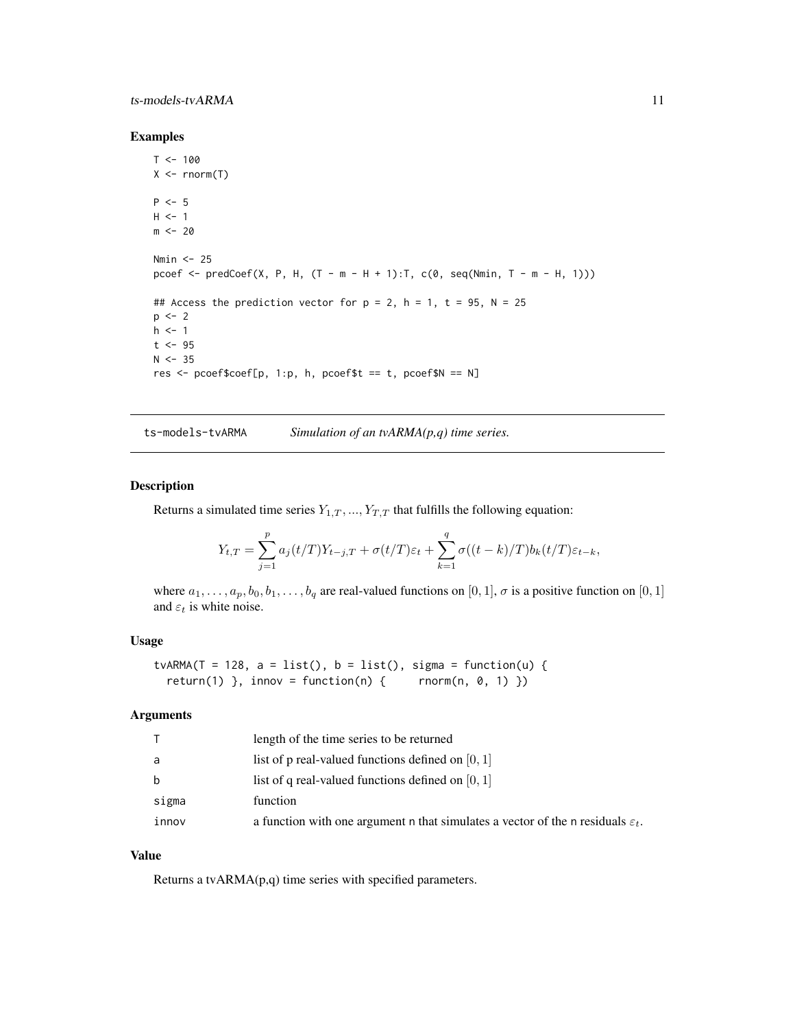## Examples

```
T <- 100
X <- rnorm(T)

P <- 5
H <- 1
m <- 20

Nmin <- 25
pcoef <- predCoef(X, P, H, (T - m - H + 1):T, c(0, seq(Nmin, T - m - H, 1)))

## Access the prediction vector for p = 2, h = 1, t = 95, N = 25
p <- 2
h <- 1
t <- 95
N <- 35
res <- pcoef$coef[p, 1:p, h, pcoef$t == t, pcoef$N == N]
```

---

## ts-models-tvARMA *Simulation of an tvARMA(p,q) time series.*

---

### Description

Returns a simulated time series $Y_{1,T}, ..., Y_{T,T}$ that fulfills the following equation:

$$Y_{t,T} = \sum_{j=1}^{p} a_j(t/T) Y_{t-j,T} + \sigma(t/T)\varepsilon_t + \sum_{k=1}^{q} \sigma((t-k)/T) b_k(t/T)\varepsilon_{t-k},$$

where $a_1, \ldots, a_p, b_0, b_1, \ldots, b_q$ are real-valued functions on $[0, 1]$, $\sigma$ is a positive function on $[0, 1]$ and $\varepsilon_t$ is white noise.

### Usage

```
tvARMA(T = 128, a = list(), b = list(), sigma = function(u) {
  return(1) }, innov = function(n) {     rnorm(n, 0, 1) })
```

### Arguments

| | |
|---|---|
| T | length of the time series to be returned |
| a | list of p real-valued functions defined on $[0, 1]$ |
| b | list of q real-valued functions defined on $[0, 1]$ |
| sigma | function |
| innov | a function with one argument n that simulates a vector of the n residuals $\varepsilon_t$. |

### Value

Returns a tvARMA(p,q) time series with specified parameters.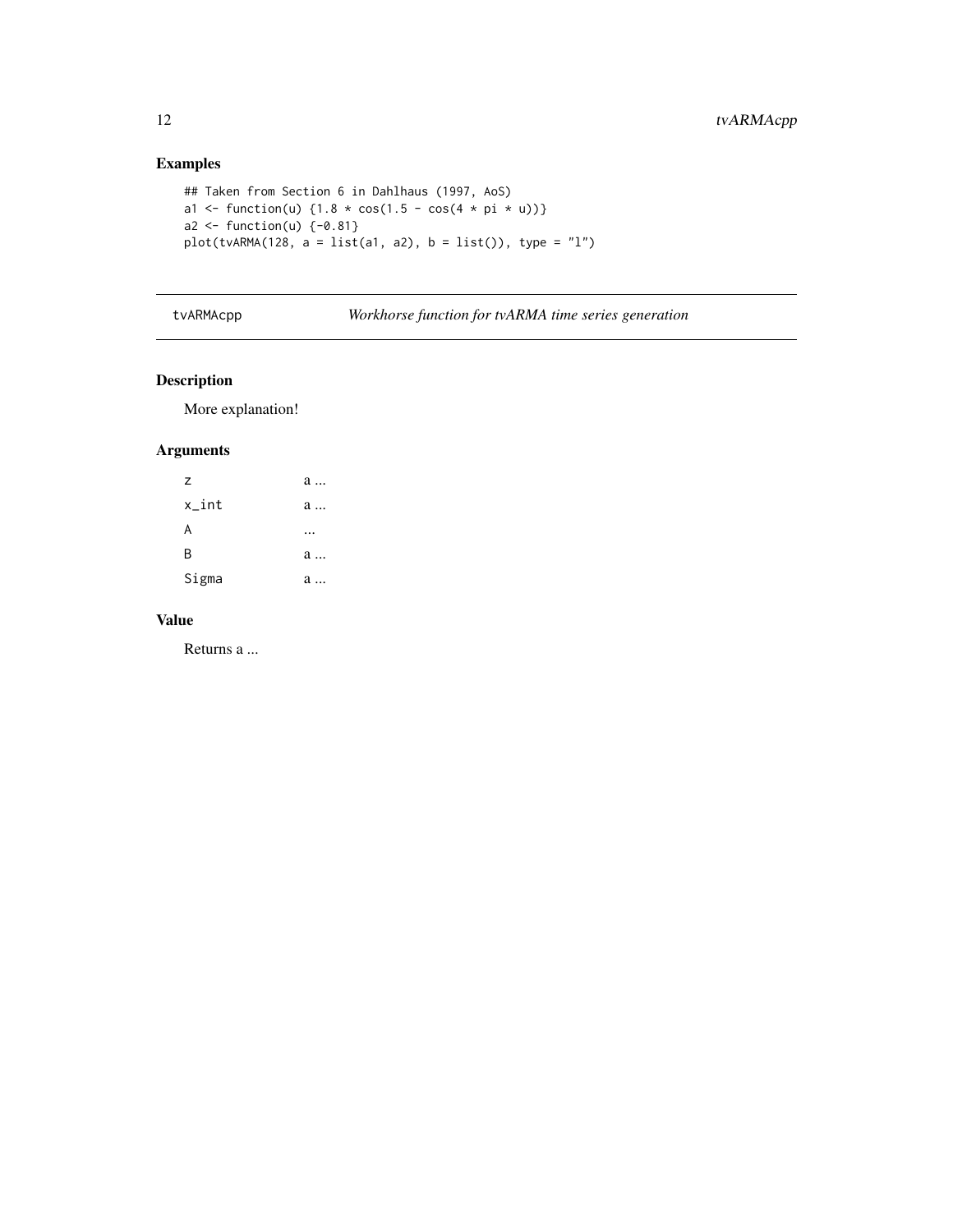## Examples

```
## Taken from Section 6 in Dahlhaus (1997, AoS)
a1 <- function(u) {1.8 * cos(1.5 - cos(4 * pi * u))}
a2 <- function(u) {-0.81}
plot(tvARMA(128, a = list(a1, a2), b = list()), type = "l")
```

---

# tvARMAcpp — *Workhorse function for tvARMA time series generation*

---

## Description

More explanation!

## Arguments

| | |
|---|---|
| `z` | a ... |
| `x_int` | a ... |
| `A` | ... |
| `B` | a ... |
| `Sigma` | a ... |

## Value

Returns a ...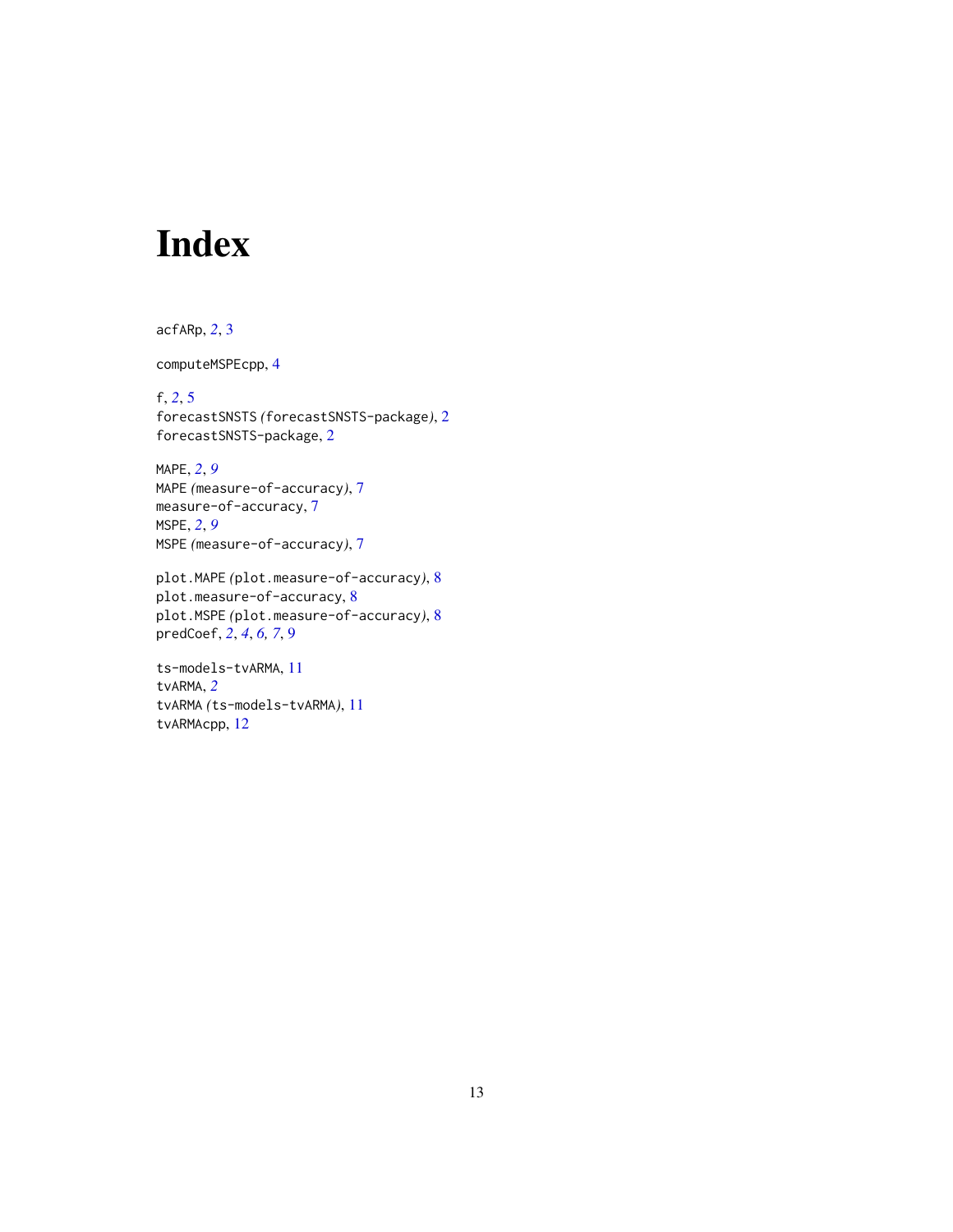# Index

acfARp, *2*, 3

computeMSPEcpp, 4

f, *2*, 5
forecastSNSTS *(*forecastSNSTS-package*)*, 2
forecastSNSTS-package, 2

MAPE, *2*, *9*
MAPE *(*measure-of-accuracy*)*, 7
measure-of-accuracy, 7
MSPE, *2*, *9*
MSPE *(*measure-of-accuracy*)*, 7

plot.MAPE *(*plot.measure-of-accuracy*)*, 8
plot.measure-of-accuracy, 8
plot.MSPE *(*plot.measure-of-accuracy*)*, 8
predCoef, *2*, *4*, *6, 7*, 9

ts-models-tvARMA, 11
tvARMA, *2*
tvARMA *(*ts-models-tvARMA*)*, 11
tvARMAcpp, 12